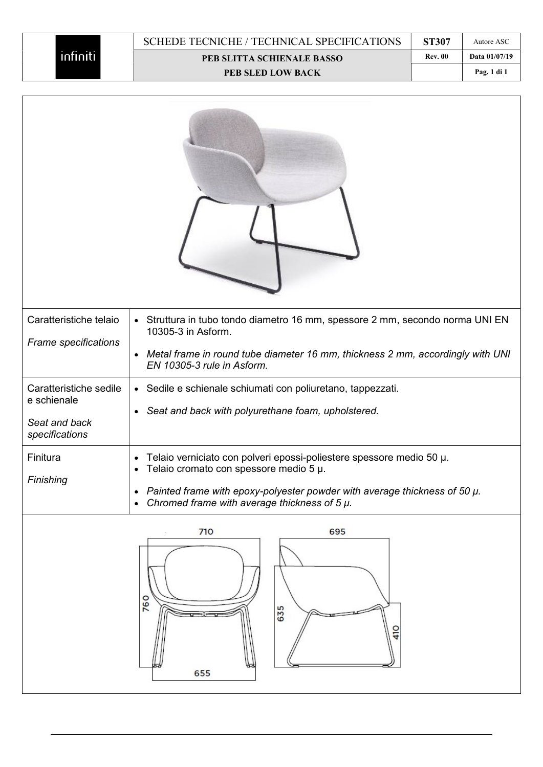| infiniti | SCHEDE TECNICHE / TECHNICAL SPECIFICATIONS | ST307 | Autore ASC |
|---|---|---|---|
| | PEB SLITTA SCHIENALE BASSO | Rev. 00 | Data 01/07/19 |
| | PEB SLED LOW BACK | | Pag. 1 di 1 |

| | |
|---|---|
| Caratteristiche telaio<br><br>*Frame specifications* | • Struttura in tubo tondo diametro 16 mm, spessore 2 mm, secondo norma UNI EN 10305-3 in Asform.<br><br>• *Metal frame in round tube diameter 16 mm, thickness 2 mm, accordingly with UNI EN 10305-3 rule in Asform.* |
| Caratteristiche sedile e schienale<br><br>*Seat and back specifications* | • Sedile e schienale schiumati con poliuretano, tappezzati.<br><br>• *Seat and back with polyurethane foam, upholstered.* |
| Finitura<br><br>*Finishing* | • Telaio verniciato con polveri epossi-poliestere spessore medio 50 μ.<br>• Telaio cromato con spessore medio 5 μ.<br><br>• *Painted frame with epoxy-polyester powder with average thickness of 50 μ.*<br>• *Chromed frame with average thickness of 5 μ.* |

710 695

760 635 410

655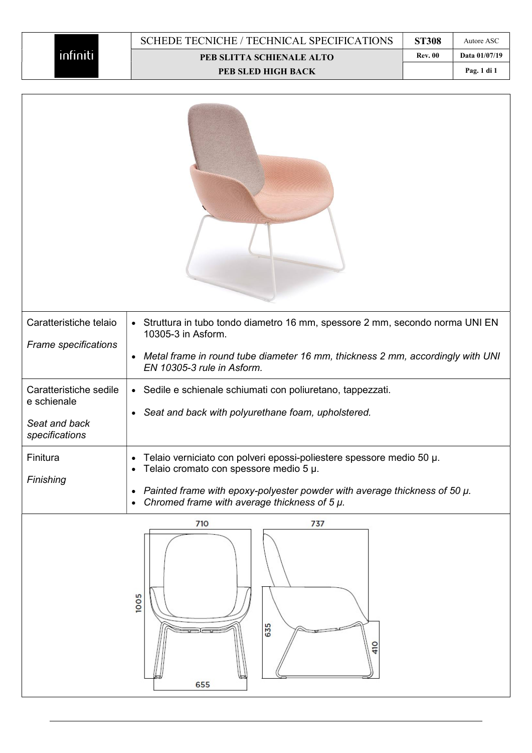| | | | |
|---|---|---|---|
| infiniti | SCHEDE TECNICHE / TECHNICAL SPECIFICATIONS | ST308 | Autore ASC |
| | PEB SLITTA SCHIENALE ALTO<br>PEB SLED HIGH BACK | Rev. 00 | Data 01/07/19 |
| | | | Pag. 1 di 1 |

| | |
|---|---|
| Caratteristiche telaio<br>*Frame specifications* | • Struttura in tubo tondo diametro 16 mm, spessore 2 mm, secondo norma UNI EN 10305-3 in Asform.<br>• *Metal frame in round tube diameter 16 mm, thickness 2 mm, accordingly with UNI EN 10305-3 rule in Asform.* |
| Caratteristiche sedile e schienale<br>*Seat and back specifications* | • Sedile e schienale schiumati con poliuretano, tappezzati.<br>• *Seat and back with polyurethane foam, upholstered.* |
| Finitura<br>*Finishing* | • Telaio verniciato con polveri epossi-poliestere spessore medio 50 µ.<br>• Telaio cromato con spessore medio 5 µ.<br>• *Painted frame with epoxy-polyester powder with average thickness of 50 µ.*<br>• *Chromed frame with average thickness of 5 µ.* |

710
737
1005
635
410
655